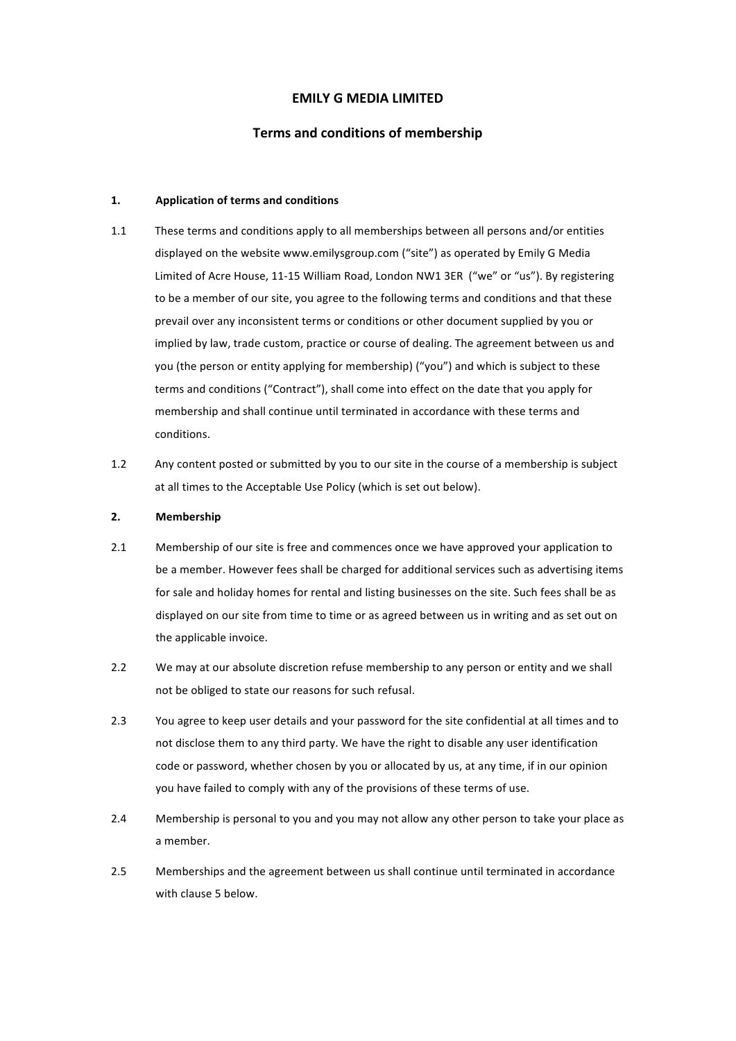# EMILY G MEDIA LIMITED

## Terms and conditions of membership

### 1. Application of terms and conditions

1.1 These terms and conditions apply to all memberships between all persons and/or entities displayed on the website www.emilysgroup.com ("site") as operated by Emily G Media Limited of Acre House, 11-15 William Road, London NW1 3ER ("we" or "us"). By registering to be a member of our site, you agree to the following terms and conditions and that these prevail over any inconsistent terms or conditions or other document supplied by you or implied by law, trade custom, practice or course of dealing. The agreement between us and you (the person or entity applying for membership) ("you") and which is subject to these terms and conditions ("Contract"), shall come into effect on the date that you apply for membership and shall continue until terminated in accordance with these terms and conditions.

1.2 Any content posted or submitted by you to our site in the course of a membership is subject at all times to the Acceptable Use Policy (which is set out below).

### 2. Membership

2.1 Membership of our site is free and commences once we have approved your application to be a member. However fees shall be charged for additional services such as advertising items for sale and holiday homes for rental and listing businesses on the site. Such fees shall be as displayed on our site from time to time or as agreed between us in writing and as set out on the applicable invoice.

2.2 We may at our absolute discretion refuse membership to any person or entity and we shall not be obliged to state our reasons for such refusal.

2.3 You agree to keep user details and your password for the site confidential at all times and to not disclose them to any third party. We have the right to disable any user identification code or password, whether chosen by you or allocated by us, at any time, if in our opinion you have failed to comply with any of the provisions of these terms of use.

2.4 Membership is personal to you and you may not allow any other person to take your place as a member.

2.5 Memberships and the agreement between us shall continue until terminated in accordance with clause 5 below.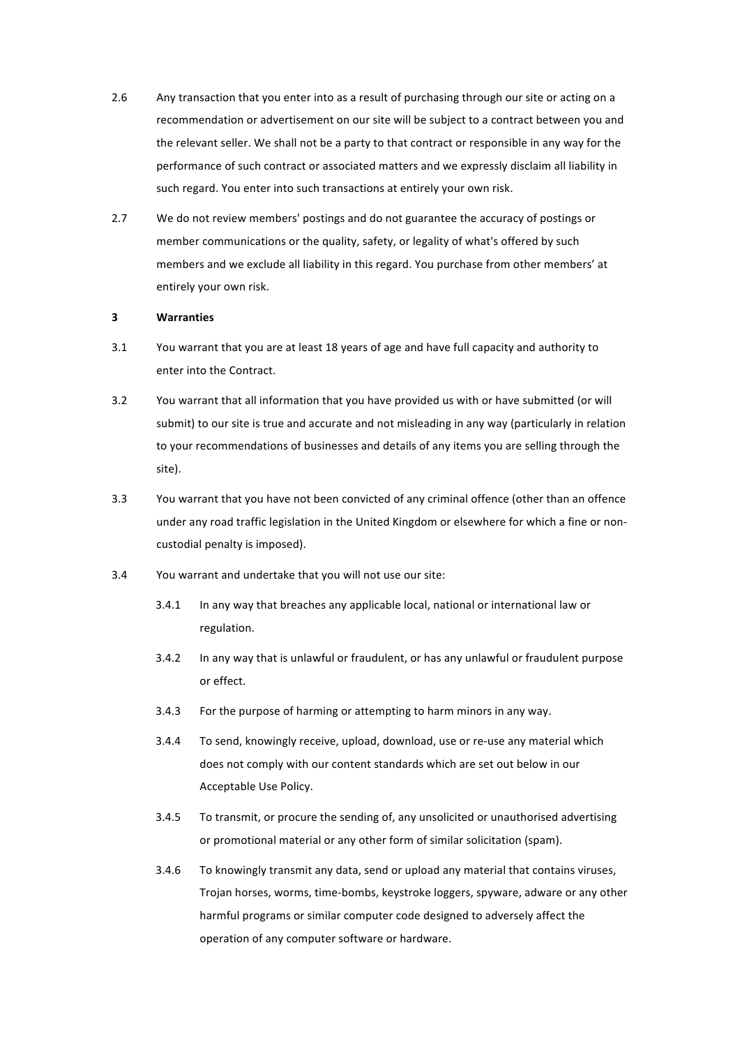2.6 Any transaction that you enter into as a result of purchasing through our site or acting on a recommendation or advertisement on our site will be subject to a contract between you and the relevant seller. We shall not be a party to that contract or responsible in any way for the performance of such contract or associated matters and we expressly disclaim all liability in such regard. You enter into such transactions at entirely your own risk.

2.7 We do not review members' postings and do not guarantee the accuracy of postings or member communications or the quality, safety, or legality of what's offered by such members and we exclude all liability in this regard. You purchase from other members' at entirely your own risk.

**3 Warranties**

3.1 You warrant that you are at least 18 years of age and have full capacity and authority to enter into the Contract.

3.2 You warrant that all information that you have provided us with or have submitted (or will submit) to our site is true and accurate and not misleading in any way (particularly in relation to your recommendations of businesses and details of any items you are selling through the site).

3.3 You warrant that you have not been convicted of any criminal offence (other than an offence under any road traffic legislation in the United Kingdom or elsewhere for which a fine or non-custodial penalty is imposed).

3.4 You warrant and undertake that you will not use our site:

3.4.1 In any way that breaches any applicable local, national or international law or regulation.

3.4.2 In any way that is unlawful or fraudulent, or has any unlawful or fraudulent purpose or effect.

3.4.3 For the purpose of harming or attempting to harm minors in any way.

3.4.4 To send, knowingly receive, upload, download, use or re-use any material which does not comply with our content standards which are set out below in our Acceptable Use Policy.

3.4.5 To transmit, or procure the sending of, any unsolicited or unauthorised advertising or promotional material or any other form of similar solicitation (spam).

3.4.6 To knowingly transmit any data, send or upload any material that contains viruses, Trojan horses, worms, time-bombs, keystroke loggers, spyware, adware or any other harmful programs or similar computer code designed to adversely affect the operation of any computer software or hardware.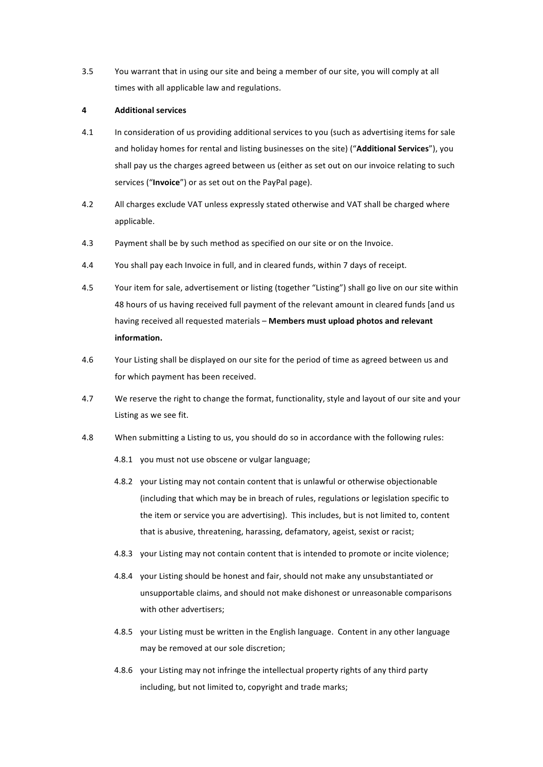3.5 You warrant that in using our site and being a member of our site, you will comply at all times with all applicable law and regulations.

## 4 Additional services

4.1 In consideration of us providing additional services to you (such as advertising items for sale and holiday homes for rental and listing businesses on the site) ("**Additional Services**"), you shall pay us the charges agreed between us (either as set out on our invoice relating to such services ("**Invoice**") or as set out on the PayPal page).

4.2 All charges exclude VAT unless expressly stated otherwise and VAT shall be charged where applicable.

4.3 Payment shall be by such method as specified on our site or on the Invoice.

4.4 You shall pay each Invoice in full, and in cleared funds, within 7 days of receipt.

4.5 Your item for sale, advertisement or listing (together "Listing") shall go live on our site within 48 hours of us having received full payment of the relevant amount in cleared funds [and us having received all requested materials – **Members must upload photos and relevant information.**

4.6 Your Listing shall be displayed on our site for the period of time as agreed between us and for which payment has been received.

4.7 We reserve the right to change the format, functionality, style and layout of our site and your Listing as we see fit.

4.8 When submitting a Listing to us, you should do so in accordance with the following rules:

4.8.1 you must not use obscene or vulgar language;

4.8.2 your Listing may not contain content that is unlawful or otherwise objectionable (including that which may be in breach of rules, regulations or legislation specific to the item or service you are advertising). This includes, but is not limited to, content that is abusive, threatening, harassing, defamatory, ageist, sexist or racist;

4.8.3 your Listing may not contain content that is intended to promote or incite violence;

4.8.4 your Listing should be honest and fair, should not make any unsubstantiated or unsupportable claims, and should not make dishonest or unreasonable comparisons with other advertisers;

4.8.5 your Listing must be written in the English language. Content in any other language may be removed at our sole discretion;

4.8.6 your Listing may not infringe the intellectual property rights of any third party including, but not limited to, copyright and trade marks;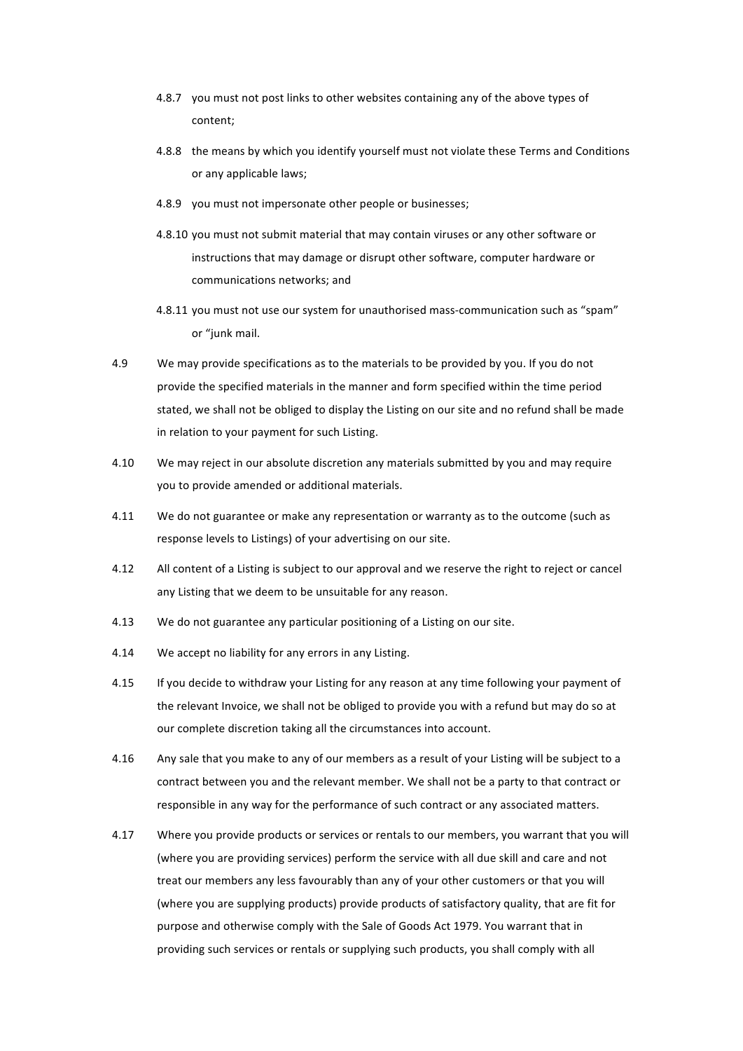4.8.7 you must not post links to other websites containing any of the above types of content;

4.8.8 the means by which you identify yourself must not violate these Terms and Conditions or any applicable laws;

4.8.9 you must not impersonate other people or businesses;

4.8.10 you must not submit material that may contain viruses or any other software or instructions that may damage or disrupt other software, computer hardware or communications networks; and

4.8.11 you must not use our system for unauthorised mass-communication such as "spam" or "junk mail.

4.9 We may provide specifications as to the materials to be provided by you. If you do not provide the specified materials in the manner and form specified within the time period stated, we shall not be obliged to display the Listing on our site and no refund shall be made in relation to your payment for such Listing.

4.10 We may reject in our absolute discretion any materials submitted by you and may require you to provide amended or additional materials.

4.11 We do not guarantee or make any representation or warranty as to the outcome (such as response levels to Listings) of your advertising on our site.

4.12 All content of a Listing is subject to our approval and we reserve the right to reject or cancel any Listing that we deem to be unsuitable for any reason.

4.13 We do not guarantee any particular positioning of a Listing on our site.

4.14 We accept no liability for any errors in any Listing.

4.15 If you decide to withdraw your Listing for any reason at any time following your payment of the relevant Invoice, we shall not be obliged to provide you with a refund but may do so at our complete discretion taking all the circumstances into account.

4.16 Any sale that you make to any of our members as a result of your Listing will be subject to a contract between you and the relevant member. We shall not be a party to that contract or responsible in any way for the performance of such contract or any associated matters.

4.17 Where you provide products or services or rentals to our members, you warrant that you will (where you are providing services) perform the service with all due skill and care and not treat our members any less favourably than any of your other customers or that you will (where you are supplying products) provide products of satisfactory quality, that are fit for purpose and otherwise comply with the Sale of Goods Act 1979. You warrant that in providing such services or rentals or supplying such products, you shall comply with all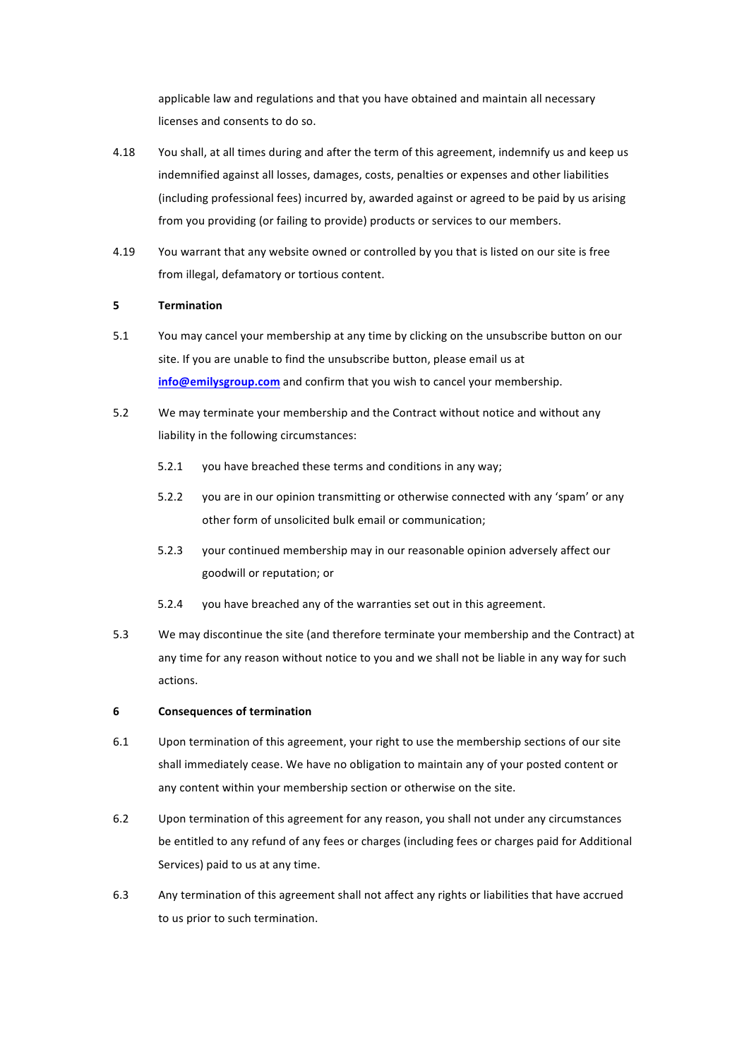applicable law and regulations and that you have obtained and maintain all necessary licenses and consents to do so.

4.18 You shall, at all times during and after the term of this agreement, indemnify us and keep us indemnified against all losses, damages, costs, penalties or expenses and other liabilities (including professional fees) incurred by, awarded against or agreed to be paid by us arising from you providing (or failing to provide) products or services to our members.

4.19 You warrant that any website owned or controlled by you that is listed on our site is free from illegal, defamatory or tortious content.

**5 Termination**

5.1 You may cancel your membership at any time by clicking on the unsubscribe button on our site. If you are unable to find the unsubscribe button, please email us at **info@emilysgroup.com** and confirm that you wish to cancel your membership.

5.2 We may terminate your membership and the Contract without notice and without any liability in the following circumstances:

5.2.1 you have breached these terms and conditions in any way;

5.2.2 you are in our opinion transmitting or otherwise connected with any 'spam' or any other form of unsolicited bulk email or communication;

5.2.3 your continued membership may in our reasonable opinion adversely affect our goodwill or reputation; or

5.2.4 you have breached any of the warranties set out in this agreement.

5.3 We may discontinue the site (and therefore terminate your membership and the Contract) at any time for any reason without notice to you and we shall not be liable in any way for such actions.

**6 Consequences of termination**

6.1 Upon termination of this agreement, your right to use the membership sections of our site shall immediately cease. We have no obligation to maintain any of your posted content or any content within your membership section or otherwise on the site.

6.2 Upon termination of this agreement for any reason, you shall not under any circumstances be entitled to any refund of any fees or charges (including fees or charges paid for Additional Services) paid to us at any time.

6.3 Any termination of this agreement shall not affect any rights or liabilities that have accrued to us prior to such termination.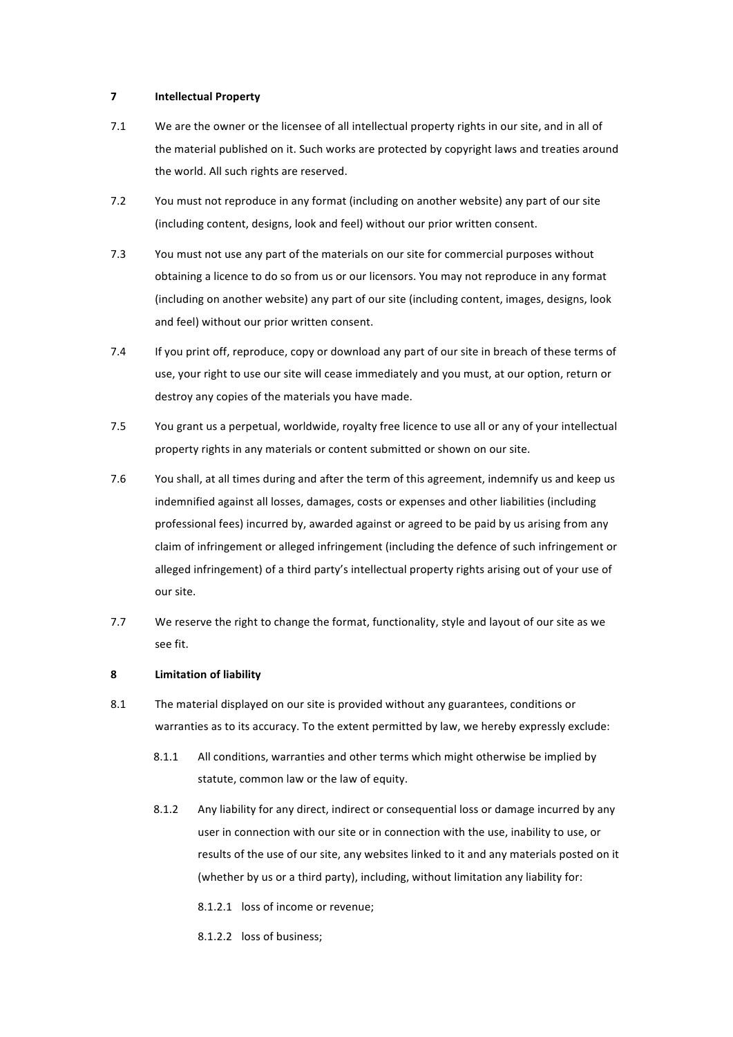## 7 Intellectual Property

7.1 We are the owner or the licensee of all intellectual property rights in our site, and in all of the material published on it. Such works are protected by copyright laws and treaties around the world. All such rights are reserved.

7.2 You must not reproduce in any format (including on another website) any part of our site (including content, designs, look and feel) without our prior written consent.

7.3 You must not use any part of the materials on our site for commercial purposes without obtaining a licence to do so from us or our licensors. You may not reproduce in any format (including on another website) any part of our site (including content, images, designs, look and feel) without our prior written consent.

7.4 If you print off, reproduce, copy or download any part of our site in breach of these terms of use, your right to use our site will cease immediately and you must, at our option, return or destroy any copies of the materials you have made.

7.5 You grant us a perpetual, worldwide, royalty free licence to use all or any of your intellectual property rights in any materials or content submitted or shown on our site.

7.6 You shall, at all times during and after the term of this agreement, indemnify us and keep us indemnified against all losses, damages, costs or expenses and other liabilities (including professional fees) incurred by, awarded against or agreed to be paid by us arising from any claim of infringement or alleged infringement (including the defence of such infringement or alleged infringement) of a third party's intellectual property rights arising out of your use of our site.

7.7 We reserve the right to change the format, functionality, style and layout of our site as we see fit.

## 8 Limitation of liability

8.1 The material displayed on our site is provided without any guarantees, conditions or warranties as to its accuracy. To the extent permitted by law, we hereby expressly exclude:

8.1.1 All conditions, warranties and other terms which might otherwise be implied by statute, common law or the law of equity.

8.1.2 Any liability for any direct, indirect or consequential loss or damage incurred by any user in connection with our site or in connection with the use, inability to use, or results of the use of our site, any websites linked to it and any materials posted on it (whether by us or a third party), including, without limitation any liability for:

8.1.2.1 loss of income or revenue;

8.1.2.2 loss of business;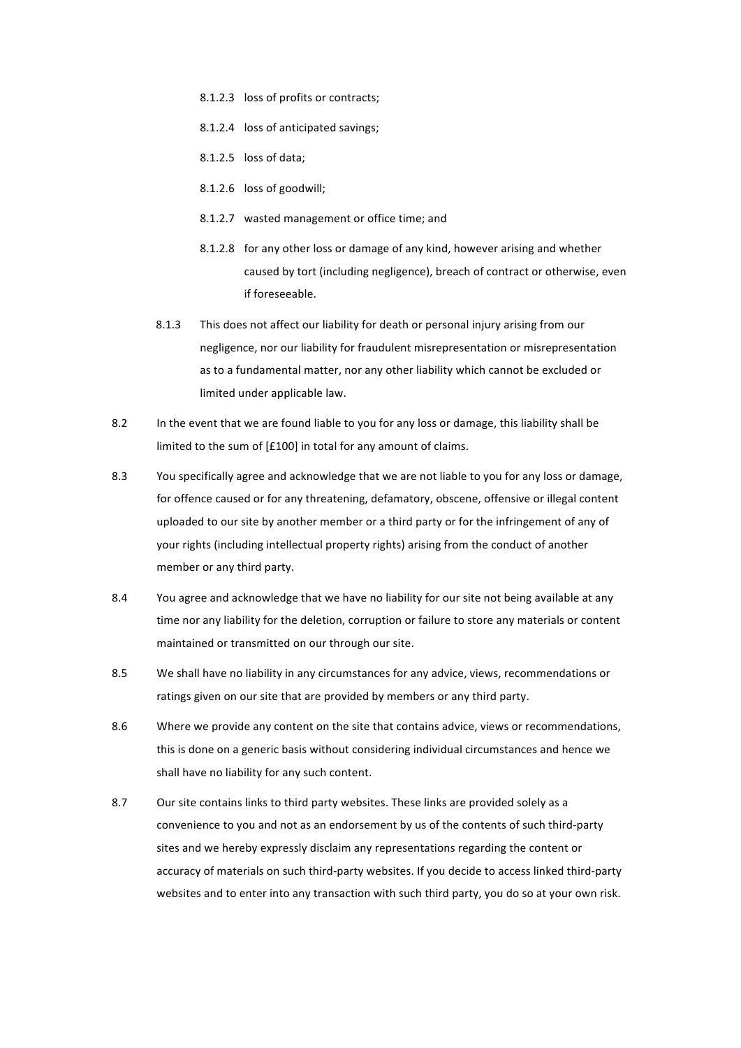8.1.2.3 loss of profits or contracts;

8.1.2.4 loss of anticipated savings;

8.1.2.5 loss of data;

8.1.2.6 loss of goodwill;

8.1.2.7 wasted management or office time; and

8.1.2.8 for any other loss or damage of any kind, however arising and whether caused by tort (including negligence), breach of contract or otherwise, even if foreseeable.

8.1.3 This does not affect our liability for death or personal injury arising from our negligence, nor our liability for fraudulent misrepresentation or misrepresentation as to a fundamental matter, nor any other liability which cannot be excluded or limited under applicable law.

8.2 In the event that we are found liable to you for any loss or damage, this liability shall be limited to the sum of [£100] in total for any amount of claims.

8.3 You specifically agree and acknowledge that we are not liable to you for any loss or damage, for offence caused or for any threatening, defamatory, obscene, offensive or illegal content uploaded to our site by another member or a third party or for the infringement of any of your rights (including intellectual property rights) arising from the conduct of another member or any third party.

8.4 You agree and acknowledge that we have no liability for our site not being available at any time nor any liability for the deletion, corruption or failure to store any materials or content maintained or transmitted on our through our site.

8.5 We shall have no liability in any circumstances for any advice, views, recommendations or ratings given on our site that are provided by members or any third party.

8.6 Where we provide any content on the site that contains advice, views or recommendations, this is done on a generic basis without considering individual circumstances and hence we shall have no liability for any such content.

8.7 Our site contains links to third party websites. These links are provided solely as a convenience to you and not as an endorsement by us of the contents of such third-party sites and we hereby expressly disclaim any representations regarding the content or accuracy of materials on such third-party websites. If you decide to access linked third-party websites and to enter into any transaction with such third party, you do so at your own risk.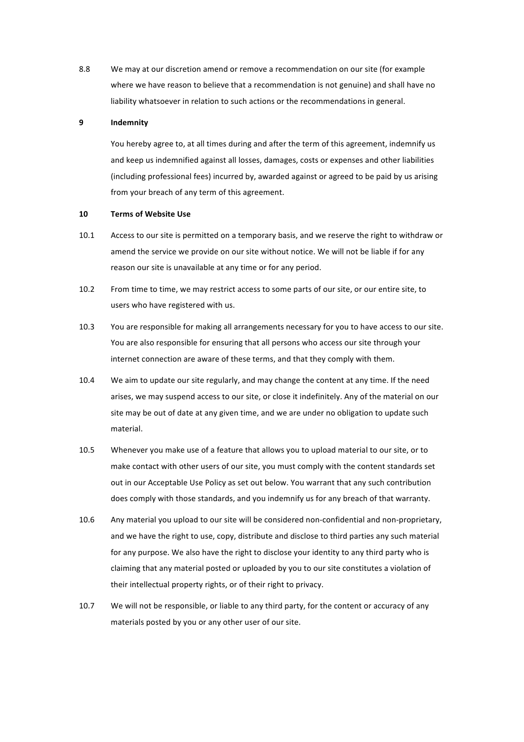8.8 We may at our discretion amend or remove a recommendation on our site (for example where we have reason to believe that a recommendation is not genuine) and shall have no liability whatsoever in relation to such actions or the recommendations in general.

## 9 Indemnity

You hereby agree to, at all times during and after the term of this agreement, indemnify us and keep us indemnified against all losses, damages, costs or expenses and other liabilities (including professional fees) incurred by, awarded against or agreed to be paid by us arising from your breach of any term of this agreement.

## 10 Terms of Website Use

10.1 Access to our site is permitted on a temporary basis, and we reserve the right to withdraw or amend the service we provide on our site without notice. We will not be liable if for any reason our site is unavailable at any time or for any period.

10.2 From time to time, we may restrict access to some parts of our site, or our entire site, to users who have registered with us.

10.3 You are responsible for making all arrangements necessary for you to have access to our site. You are also responsible for ensuring that all persons who access our site through your internet connection are aware of these terms, and that they comply with them.

10.4 We aim to update our site regularly, and may change the content at any time. If the need arises, we may suspend access to our site, or close it indefinitely. Any of the material on our site may be out of date at any given time, and we are under no obligation to update such material.

10.5 Whenever you make use of a feature that allows you to upload material to our site, or to make contact with other users of our site, you must comply with the content standards set out in our Acceptable Use Policy as set out below. You warrant that any such contribution does comply with those standards, and you indemnify us for any breach of that warranty.

10.6 Any material you upload to our site will be considered non-confidential and non-proprietary, and we have the right to use, copy, distribute and disclose to third parties any such material for any purpose. We also have the right to disclose your identity to any third party who is claiming that any material posted or uploaded by you to our site constitutes a violation of their intellectual property rights, or of their right to privacy.

10.7 We will not be responsible, or liable to any third party, for the content or accuracy of any materials posted by you or any other user of our site.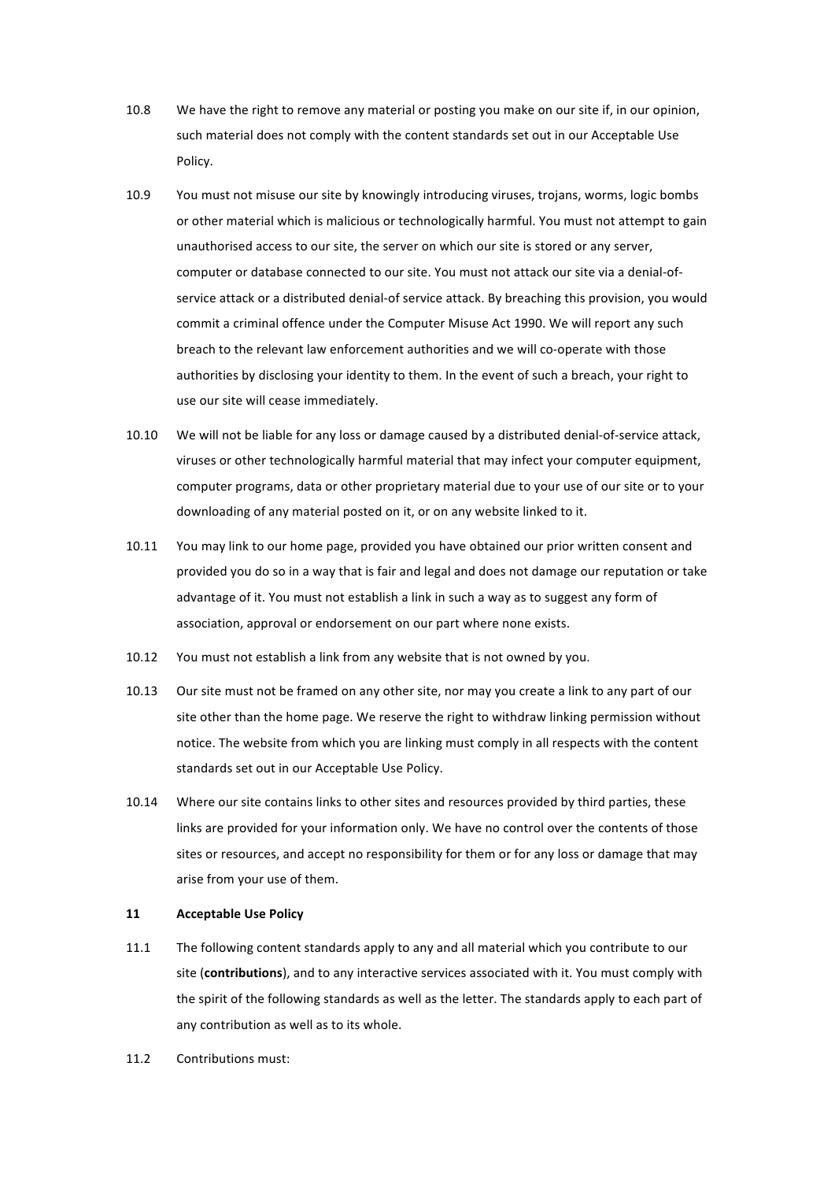10.8 We have the right to remove any material or posting you make on our site if, in our opinion, such material does not comply with the content standards set out in our Acceptable Use Policy.

10.9 You must not misuse our site by knowingly introducing viruses, trojans, worms, logic bombs or other material which is malicious or technologically harmful. You must not attempt to gain unauthorised access to our site, the server on which our site is stored or any server, computer or database connected to our site. You must not attack our site via a denial-of-service attack or a distributed denial-of service attack. By breaching this provision, you would commit a criminal offence under the Computer Misuse Act 1990. We will report any such breach to the relevant law enforcement authorities and we will co-operate with those authorities by disclosing your identity to them. In the event of such a breach, your right to use our site will cease immediately.

10.10 We will not be liable for any loss or damage caused by a distributed denial-of-service attack, viruses or other technologically harmful material that may infect your computer equipment, computer programs, data or other proprietary material due to your use of our site or to your downloading of any material posted on it, or on any website linked to it.

10.11 You may link to our home page, provided you have obtained our prior written consent and provided you do so in a way that is fair and legal and does not damage our reputation or take advantage of it. You must not establish a link in such a way as to suggest any form of association, approval or endorsement on our part where none exists.

10.12 You must not establish a link from any website that is not owned by you.

10.13 Our site must not be framed on any other site, nor may you create a link to any part of our site other than the home page. We reserve the right to withdraw linking permission without notice. The website from which you are linking must comply in all respects with the content standards set out in our Acceptable Use Policy.

10.14 Where our site contains links to other sites and resources provided by third parties, these links are provided for your information only. We have no control over the contents of those sites or resources, and accept no responsibility for them or for any loss or damage that may arise from your use of them.

**11 Acceptable Use Policy**

11.1 The following content standards apply to any and all material which you contribute to our site (**contributions**), and to any interactive services associated with it. You must comply with the spirit of the following standards as well as the letter. The standards apply to each part of any contribution as well as to its whole.

11.2 Contributions must: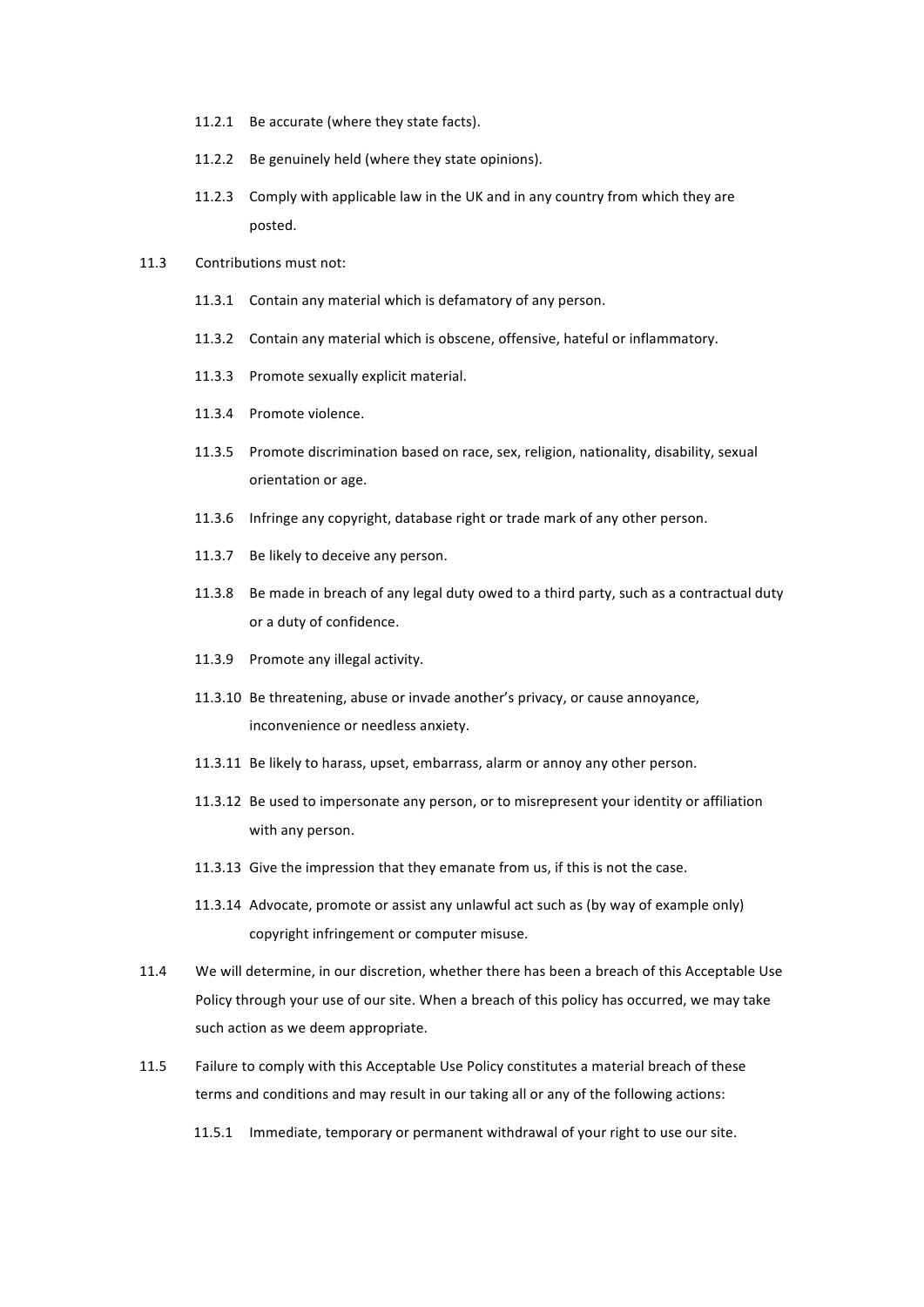11.2.1 Be accurate (where they state facts).

11.2.2 Be genuinely held (where they state opinions).

11.2.3 Comply with applicable law in the UK and in any country from which they are posted.

11.3 Contributions must not:

11.3.1 Contain any material which is defamatory of any person.

11.3.2 Contain any material which is obscene, offensive, hateful or inflammatory.

11.3.3 Promote sexually explicit material.

11.3.4 Promote violence.

11.3.5 Promote discrimination based on race, sex, religion, nationality, disability, sexual orientation or age.

11.3.6 Infringe any copyright, database right or trade mark of any other person.

11.3.7 Be likely to deceive any person.

11.3.8 Be made in breach of any legal duty owed to a third party, such as a contractual duty or a duty of confidence.

11.3.9 Promote any illegal activity.

11.3.10 Be threatening, abuse or invade another's privacy, or cause annoyance, inconvenience or needless anxiety.

11.3.11 Be likely to harass, upset, embarrass, alarm or annoy any other person.

11.3.12 Be used to impersonate any person, or to misrepresent your identity or affiliation with any person.

11.3.13 Give the impression that they emanate from us, if this is not the case.

11.3.14 Advocate, promote or assist any unlawful act such as (by way of example only) copyright infringement or computer misuse.

11.4 We will determine, in our discretion, whether there has been a breach of this Acceptable Use Policy through your use of our site. When a breach of this policy has occurred, we may take such action as we deem appropriate.

11.5 Failure to comply with this Acceptable Use Policy constitutes a material breach of these terms and conditions and may result in our taking all or any of the following actions:

11.5.1 Immediate, temporary or permanent withdrawal of your right to use our site.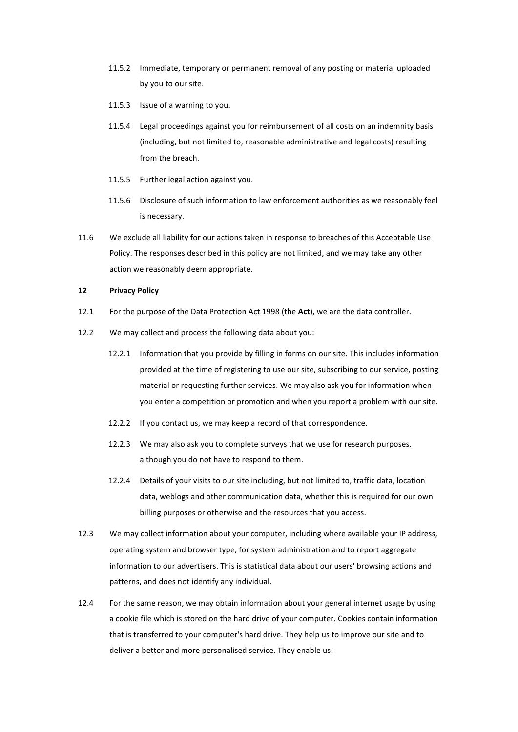11.5.2 Immediate, temporary or permanent removal of any posting or material uploaded by you to our site.

11.5.3 Issue of a warning to you.

11.5.4 Legal proceedings against you for reimbursement of all costs on an indemnity basis (including, but not limited to, reasonable administrative and legal costs) resulting from the breach.

11.5.5 Further legal action against you.

11.5.6 Disclosure of such information to law enforcement authorities as we reasonably feel is necessary.

11.6 We exclude all liability for our actions taken in response to breaches of this Acceptable Use Policy. The responses described in this policy are not limited, and we may take any other action we reasonably deem appropriate.

**12 Privacy Policy**

12.1 For the purpose of the Data Protection Act 1998 (the **Act**), we are the data controller.

12.2 We may collect and process the following data about you:

12.2.1 Information that you provide by filling in forms on our site. This includes information provided at the time of registering to use our site, subscribing to our service, posting material or requesting further services. We may also ask you for information when you enter a competition or promotion and when you report a problem with our site.

12.2.2 If you contact us, we may keep a record of that correspondence.

12.2.3 We may also ask you to complete surveys that we use for research purposes, although you do not have to respond to them.

12.2.4 Details of your visits to our site including, but not limited to, traffic data, location data, weblogs and other communication data, whether this is required for our own billing purposes or otherwise and the resources that you access.

12.3 We may collect information about your computer, including where available your IP address, operating system and browser type, for system administration and to report aggregate information to our advertisers. This is statistical data about our users' browsing actions and patterns, and does not identify any individual.

12.4 For the same reason, we may obtain information about your general internet usage by using a cookie file which is stored on the hard drive of your computer. Cookies contain information that is transferred to your computer's hard drive. They help us to improve our site and to deliver a better and more personalised service. They enable us: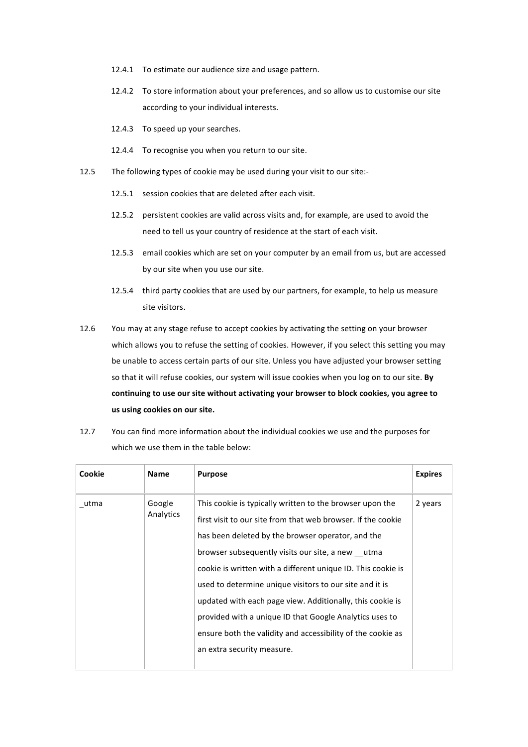12.4.1 To estimate our audience size and usage pattern.

12.4.2 To store information about your preferences, and so allow us to customise our site according to your individual interests.

12.4.3 To speed up your searches.

12.4.4 To recognise you when you return to our site.

12.5 The following types of cookie may be used during your visit to our site:-

12.5.1 session cookies that are deleted after each visit.

12.5.2 persistent cookies are valid across visits and, for example, are used to avoid the need to tell us your country of residence at the start of each visit.

12.5.3 email cookies which are set on your computer by an email from us, but are accessed by our site when you use our site.

12.5.4 third party cookies that are used by our partners, for example, to help us measure site visitors.

12.6 You may at any stage refuse to accept cookies by activating the setting on your browser which allows you to refuse the setting of cookies. However, if you select this setting you may be unable to access certain parts of our site. Unless you have adjusted your browser setting so that it will refuse cookies, our system will issue cookies when you log on to our site. **By continuing to use our site without activating your browser to block cookies, you agree to us using cookies on our site.**

12.7 You can find more information about the individual cookies we use and the purposes for which we use them in the table below:

| Cookie | Name | Purpose | Expires |
|---|---|---|---|
| _utma | Google Analytics | This cookie is typically written to the browser upon the first visit to our site from that web browser. If the cookie has been deleted by the browser operator, and the browser subsequently visits our site, a new __utma cookie is written with a different unique ID. This cookie is used to determine unique visitors to our site and it is updated with each page view. Additionally, this cookie is provided with a unique ID that Google Analytics uses to ensure both the validity and accessibility of the cookie as an extra security measure. | 2 years |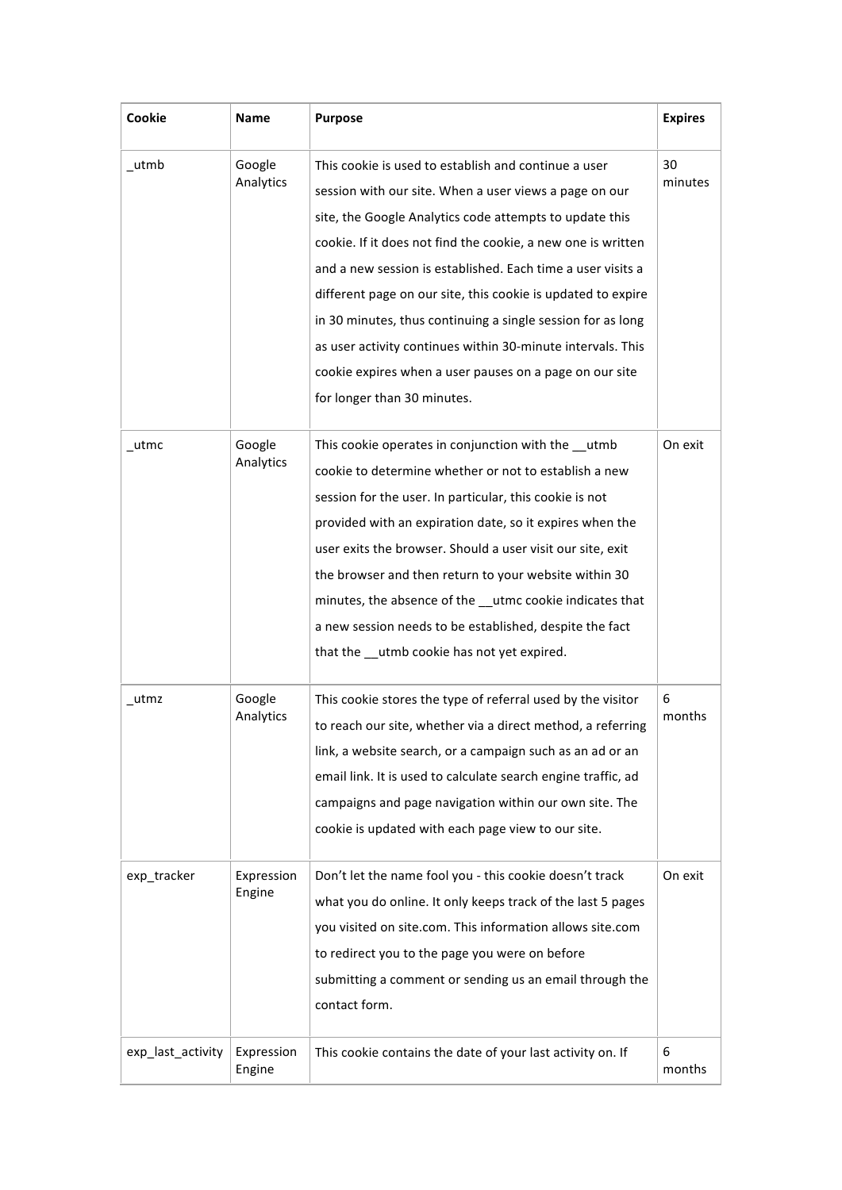| Cookie | Name | Purpose | Expires |
| --- | --- | --- | --- |
| _utmb | Google Analytics | This cookie is used to establish and continue a user session with our site. When a user views a page on our site, the Google Analytics code attempts to update this cookie. If it does not find the cookie, a new one is written and a new session is established. Each time a user visits a different page on our site, this cookie is updated to expire in 30 minutes, thus continuing a single session for as long as user activity continues within 30-minute intervals. This cookie expires when a user pauses on a page on our site for longer than 30 minutes. | 30 minutes |
| _utmc | Google Analytics | This cookie operates in conjunction with the __utmb cookie to determine whether or not to establish a new session for the user. In particular, this cookie is not provided with an expiration date, so it expires when the user exits the browser. Should a user visit our site, exit the browser and then return to your website within 30 minutes, the absence of the __utmc cookie indicates that a new session needs to be established, despite the fact that the __utmb cookie has not yet expired. | On exit |
| _utmz | Google Analytics | This cookie stores the type of referral used by the visitor to reach our site, whether via a direct method, a referring link, a website search, or a campaign such as an ad or an email link. It is used to calculate search engine traffic, ad campaigns and page navigation within our own site. The cookie is updated with each page view to our site. | 6 months |
| exp_tracker | Expression Engine | Don't let the name fool you - this cookie doesn't track what you do online. It only keeps track of the last 5 pages you visited on site.com. This information allows site.com to redirect you to the page you were on before submitting a comment or sending us an email through the contact form. | On exit |
| exp_last_activity | Expression Engine | This cookie contains the date of your last activity on. If | 6 months |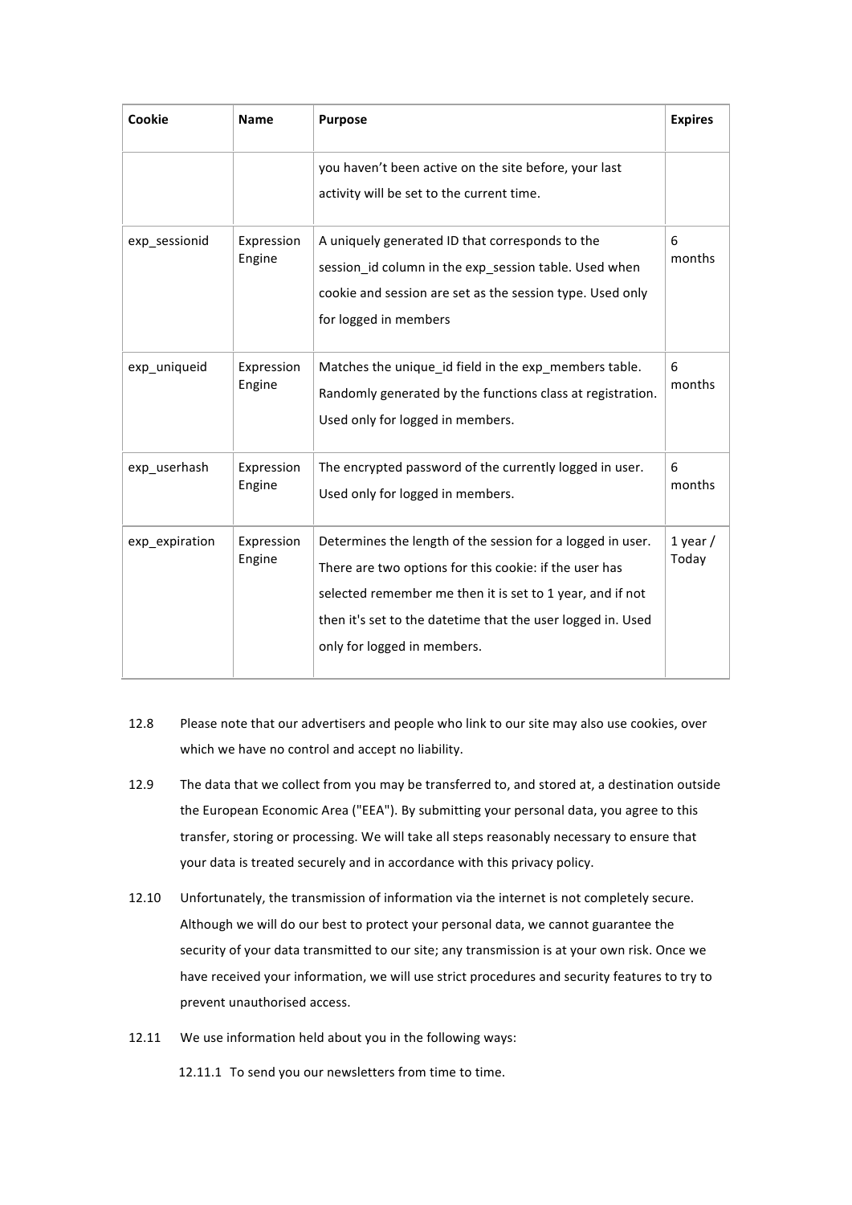| Cookie | Name | Purpose | Expires |
|---|---|---|---|
| | | you haven't been active on the site before, your last activity will be set to the current time. | |
| exp_sessionid | Expression Engine | A uniquely generated ID that corresponds to the session_id column in the exp_session table. Used when cookie and session are set as the session type. Used only for logged in members | 6 months |
| exp_uniqueid | Expression Engine | Matches the unique_id field in the exp_members table. Randomly generated by the functions class at registration. Used only for logged in members. | 6 months |
| exp_userhash | Expression Engine | The encrypted password of the currently logged in user. Used only for logged in members. | 6 months |
| exp_expiration | Expression Engine | Determines the length of the session for a logged in user. There are two options for this cookie: if the user has selected remember me then it is set to 1 year, and if not then it's set to the datetime that the user logged in. Used only for logged in members. | 1 year / Today |

12.8 Please note that our advertisers and people who link to our site may also use cookies, over which we have no control and accept no liability.

12.9 The data that we collect from you may be transferred to, and stored at, a destination outside the European Economic Area ("EEA"). By submitting your personal data, you agree to this transfer, storing or processing. We will take all steps reasonably necessary to ensure that your data is treated securely and in accordance with this privacy policy.

12.10 Unfortunately, the transmission of information via the internet is not completely secure. Although we will do our best to protect your personal data, we cannot guarantee the security of your data transmitted to our site; any transmission is at your own risk. Once we have received your information, we will use strict procedures and security features to try to prevent unauthorised access.

12.11 We use information held about you in the following ways:

12.11.1 To send you our newsletters from time to time.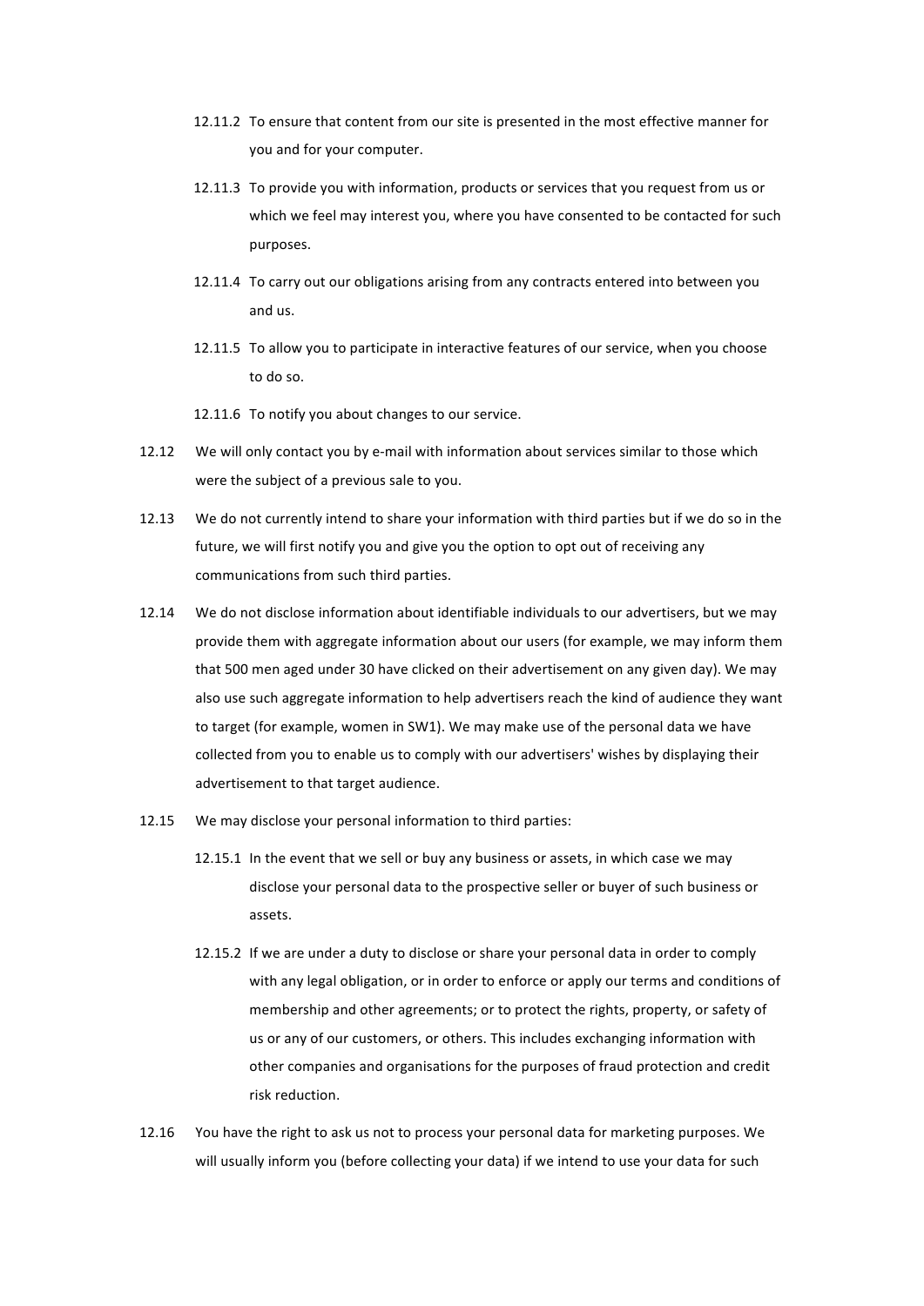12.11.2 To ensure that content from our site is presented in the most effective manner for you and for your computer.

12.11.3 To provide you with information, products or services that you request from us or which we feel may interest you, where you have consented to be contacted for such purposes.

12.11.4 To carry out our obligations arising from any contracts entered into between you and us.

12.11.5 To allow you to participate in interactive features of our service, when you choose to do so.

12.11.6 To notify you about changes to our service.

12.12 We will only contact you by e-mail with information about services similar to those which were the subject of a previous sale to you.

12.13 We do not currently intend to share your information with third parties but if we do so in the future, we will first notify you and give you the option to opt out of receiving any communications from such third parties.

12.14 We do not disclose information about identifiable individuals to our advertisers, but we may provide them with aggregate information about our users (for example, we may inform them that 500 men aged under 30 have clicked on their advertisement on any given day). We may also use such aggregate information to help advertisers reach the kind of audience they want to target (for example, women in SW1). We may make use of the personal data we have collected from you to enable us to comply with our advertisers' wishes by displaying their advertisement to that target audience.

12.15 We may disclose your personal information to third parties:

12.15.1 In the event that we sell or buy any business or assets, in which case we may disclose your personal data to the prospective seller or buyer of such business or assets.

12.15.2 If we are under a duty to disclose or share your personal data in order to comply with any legal obligation, or in order to enforce or apply our terms and conditions of membership and other agreements; or to protect the rights, property, or safety of us or any of our customers, or others. This includes exchanging information with other companies and organisations for the purposes of fraud protection and credit risk reduction.

12.16 You have the right to ask us not to process your personal data for marketing purposes. We will usually inform you (before collecting your data) if we intend to use your data for such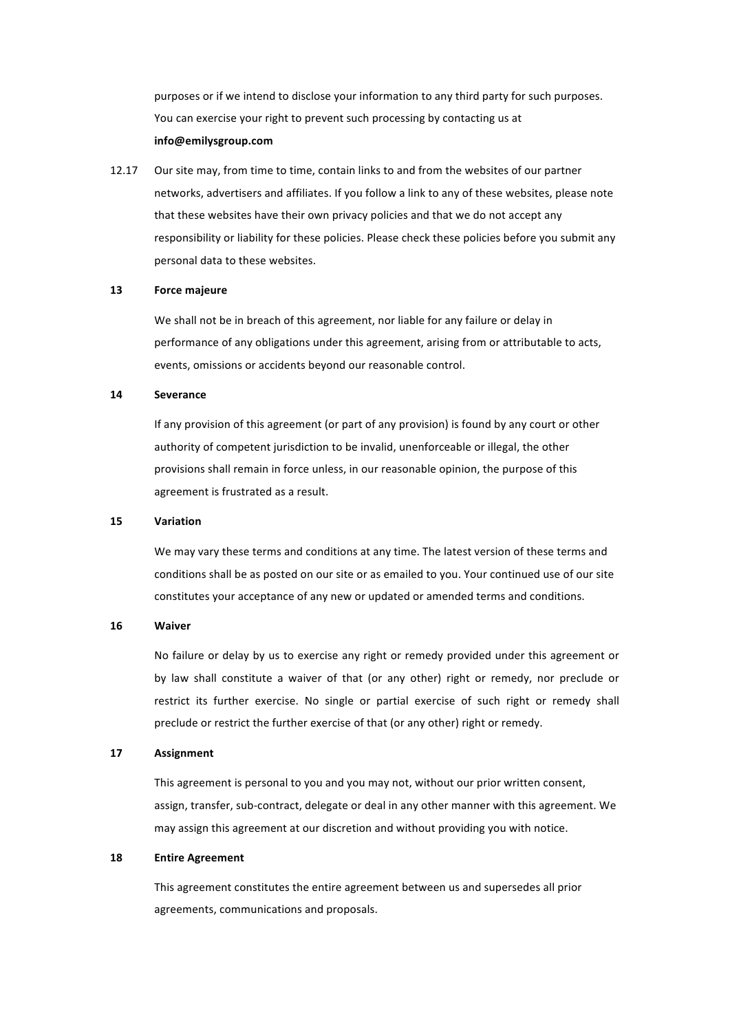purposes or if we intend to disclose your information to any third party for such purposes. You can exercise your right to prevent such processing by contacting us at **info@emilysgroup.com**

12.17 Our site may, from time to time, contain links to and from the websites of our partner networks, advertisers and affiliates. If you follow a link to any of these websites, please note that these websites have their own privacy policies and that we do not accept any responsibility or liability for these policies. Please check these policies before you submit any personal data to these websites.

## 13 Force majeure

We shall not be in breach of this agreement, nor liable for any failure or delay in performance of any obligations under this agreement, arising from or attributable to acts, events, omissions or accidents beyond our reasonable control.

## 14 Severance

If any provision of this agreement (or part of any provision) is found by any court or other authority of competent jurisdiction to be invalid, unenforceable or illegal, the other provisions shall remain in force unless, in our reasonable opinion, the purpose of this agreement is frustrated as a result.

## 15 Variation

We may vary these terms and conditions at any time. The latest version of these terms and conditions shall be as posted on our site or as emailed to you. Your continued use of our site constitutes your acceptance of any new or updated or amended terms and conditions.

## 16 Waiver

No failure or delay by us to exercise any right or remedy provided under this agreement or by law shall constitute a waiver of that (or any other) right or remedy, nor preclude or restrict its further exercise. No single or partial exercise of such right or remedy shall preclude or restrict the further exercise of that (or any other) right or remedy.

## 17 Assignment

This agreement is personal to you and you may not, without our prior written consent, assign, transfer, sub-contract, delegate or deal in any other manner with this agreement. We may assign this agreement at our discretion and without providing you with notice.

## 18 Entire Agreement

This agreement constitutes the entire agreement between us and supersedes all prior agreements, communications and proposals.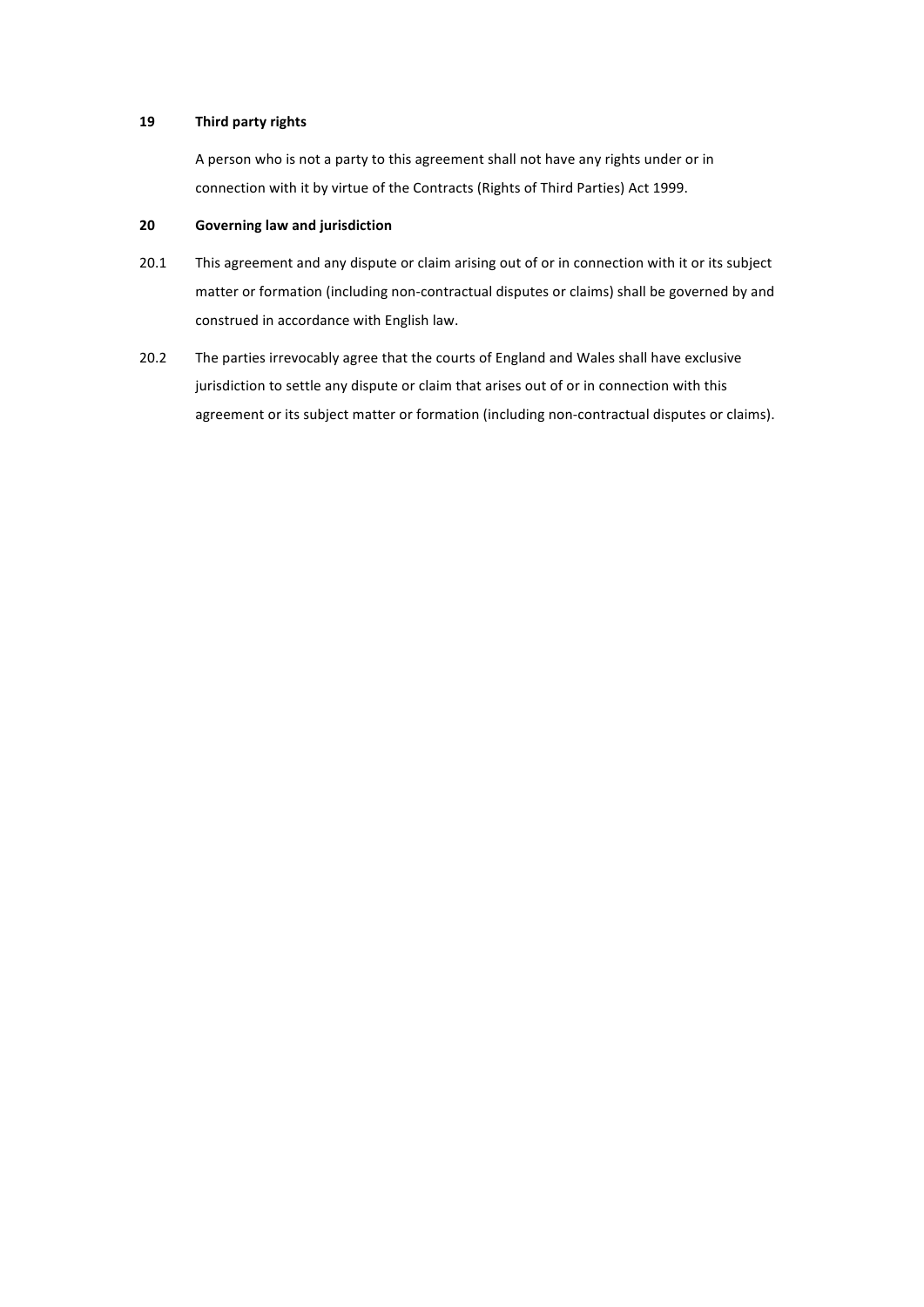**19 Third party rights**

A person who is not a party to this agreement shall not have any rights under or in connection with it by virtue of the Contracts (Rights of Third Parties) Act 1999.

**20 Governing law and jurisdiction**

20.1 This agreement and any dispute or claim arising out of or in connection with it or its subject matter or formation (including non-contractual disputes or claims) shall be governed by and construed in accordance with English law.

20.2 The parties irrevocably agree that the courts of England and Wales shall have exclusive jurisdiction to settle any dispute or claim that arises out of or in connection with this agreement or its subject matter or formation (including non-contractual disputes or claims).